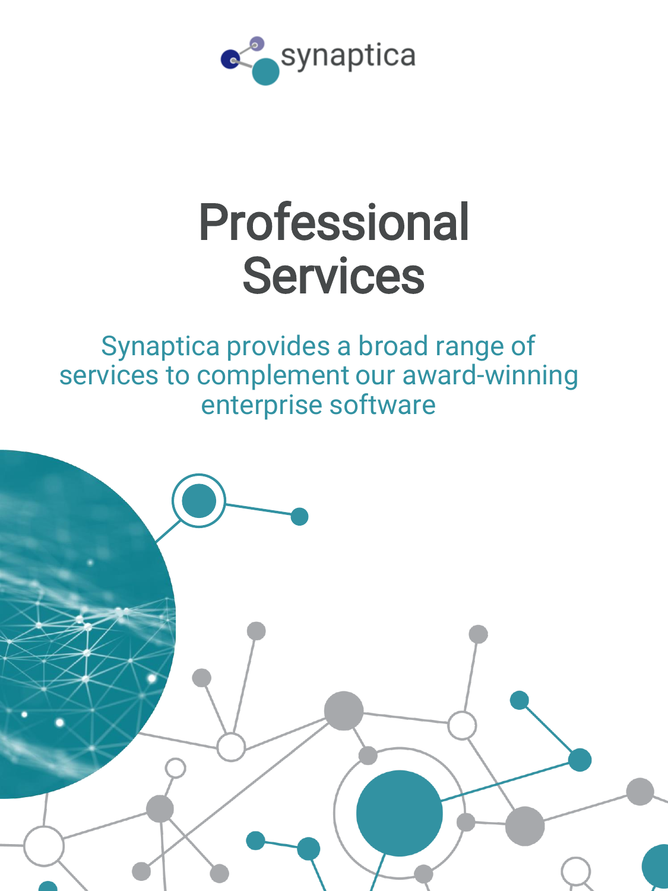synaptica

# Professional Services

Synaptica provides a broad range of services to complement our award-winning enterprise software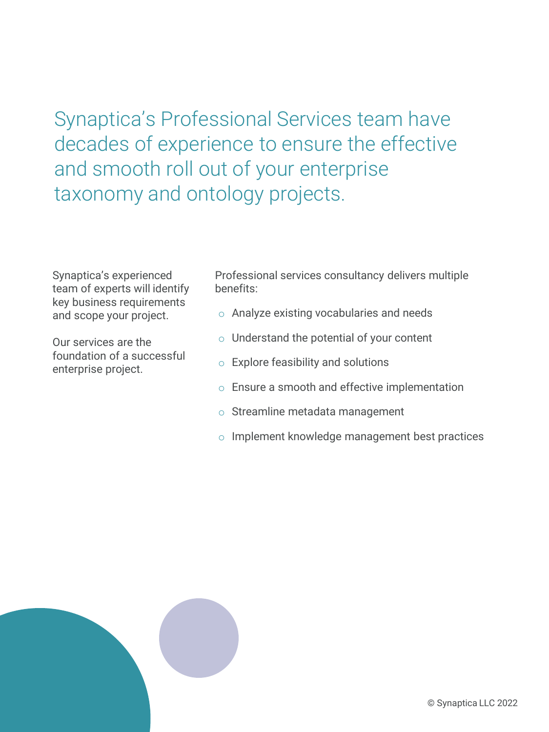# Synaptica's Professional Services team have decades of experience to ensure the effective and smooth roll out of your enterprise taxonomy and ontology projects.

Synaptica's experienced team of experts will identify key business requirements and scope your project.

Our services are the foundation of a successful enterprise project.

Professional services consultancy delivers multiple benefits:

- Analyze existing vocabularies and needs
- Understand the potential of your content
- Explore feasibility and solutions
- Ensure a smooth and effective implementation
- Streamline metadata management
- Implement knowledge management best practices

© Synaptica LLC 2022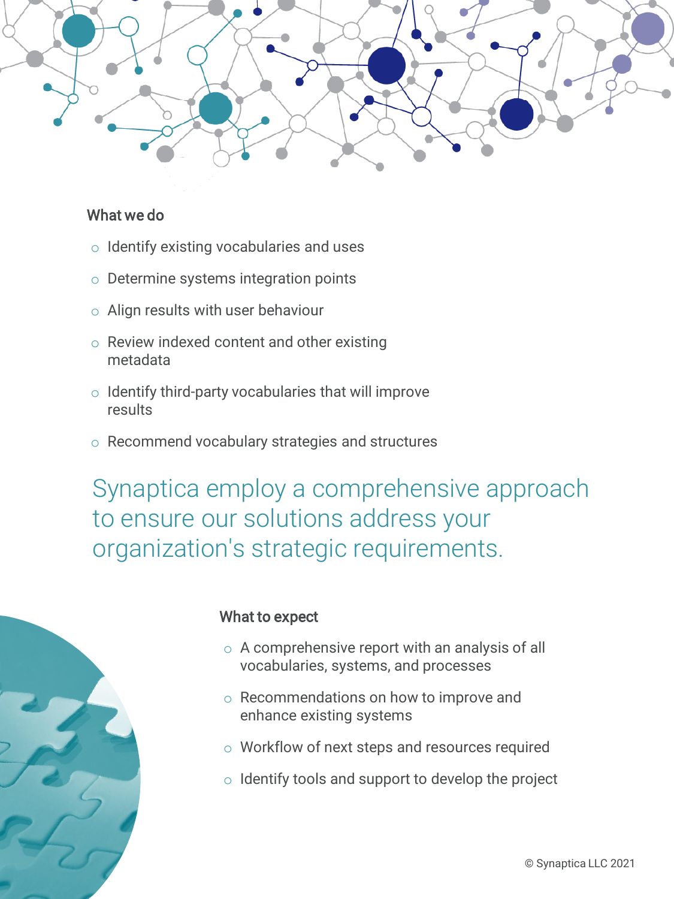## What we do

- Identify existing vocabularies and uses
- Determine systems integration points
- Align results with user behaviour
- Review indexed content and other existing metadata
- Identify third-party vocabularies that will improve results
- Recommend vocabulary strategies and structures

Synaptica employ a comprehensive approach to ensure our solutions address your organization's strategic requirements.

## What to expect

- A comprehensive report with an analysis of all vocabularies, systems, and processes
- Recommendations on how to improve and enhance existing systems
- Workflow of next steps and resources required
- Identify tools and support to develop the project

© Synaptica LLC 2021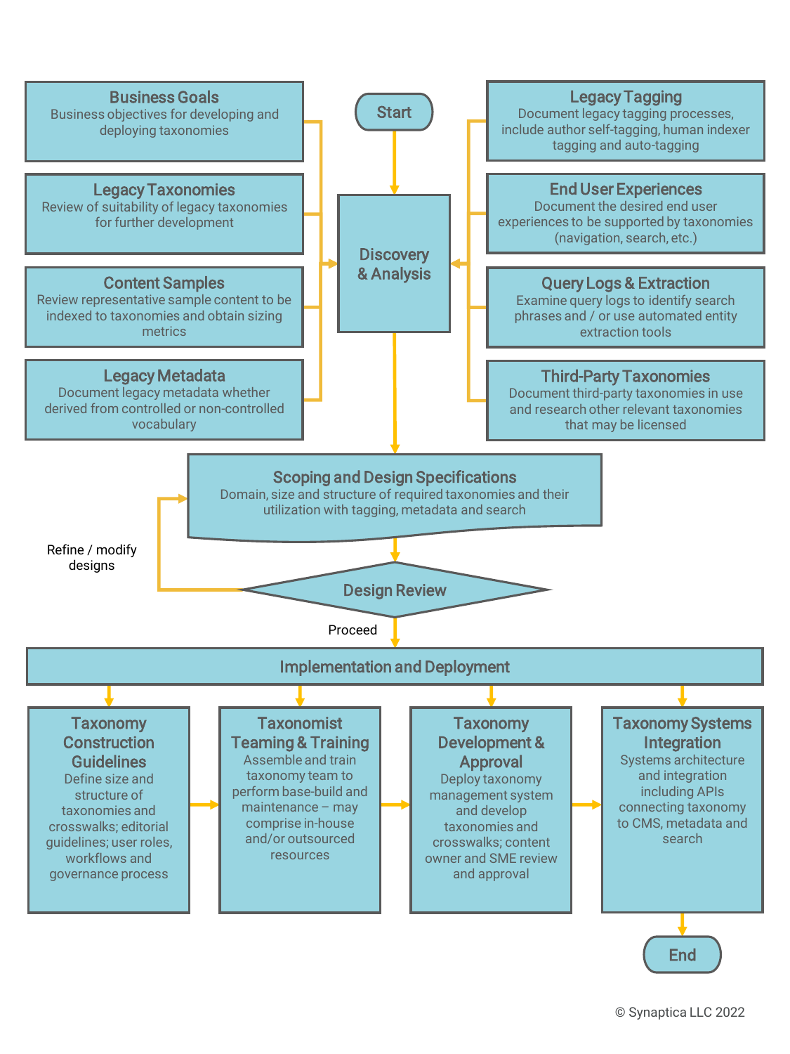Start

**Business Goals**
Business objectives for developing and deploying taxonomies

**Legacy Taxonomies**
Review of suitability of legacy taxonomies for further development

**Content Samples**
Review representative sample content to be indexed to taxonomies and obtain sizing metrics

**Legacy Metadata**
Document legacy metadata whether derived from controlled or non-controlled vocabulary

**Discovery & Analysis**

**Legacy Tagging**
Document legacy tagging processes, include author self-tagging, human indexer tagging and auto-tagging

**End User Experiences**
Document the desired end user experiences to be supported by taxonomies (navigation, search, etc.)

**Query Logs & Extraction**
Examine query logs to identify search phrases and / or use automated entity extraction tools

**Third-Party Taxonomies**
Document third-party taxonomies in use and research other relevant taxonomies that may be licensed

**Scoping and Design Specifications**
Domain, size and structure of required taxonomies and their utilization with tagging, metadata and search

Refine / modify designs

**Design Review**

Proceed

**Implementation and Deployment**

**Taxonomy Construction Guidelines**
Define size and structure of taxonomies and crosswalks; editorial guidelines; user roles, workflows and governance process

**Taxonomist Teaming & Training**
Assemble and train taxonomy team to perform base-build and maintenance – may comprise in-house and/or outsourced resources

**Taxonomy Development & Approval**
Deploy taxonomy management system and develop taxonomies and crosswalks; content owner and SME review and approval

**Taxonomy Systems Integration**
Systems architecture and integration including APIs connecting taxonomy to CMS, metadata and search

End

© Synaptica LLC 2022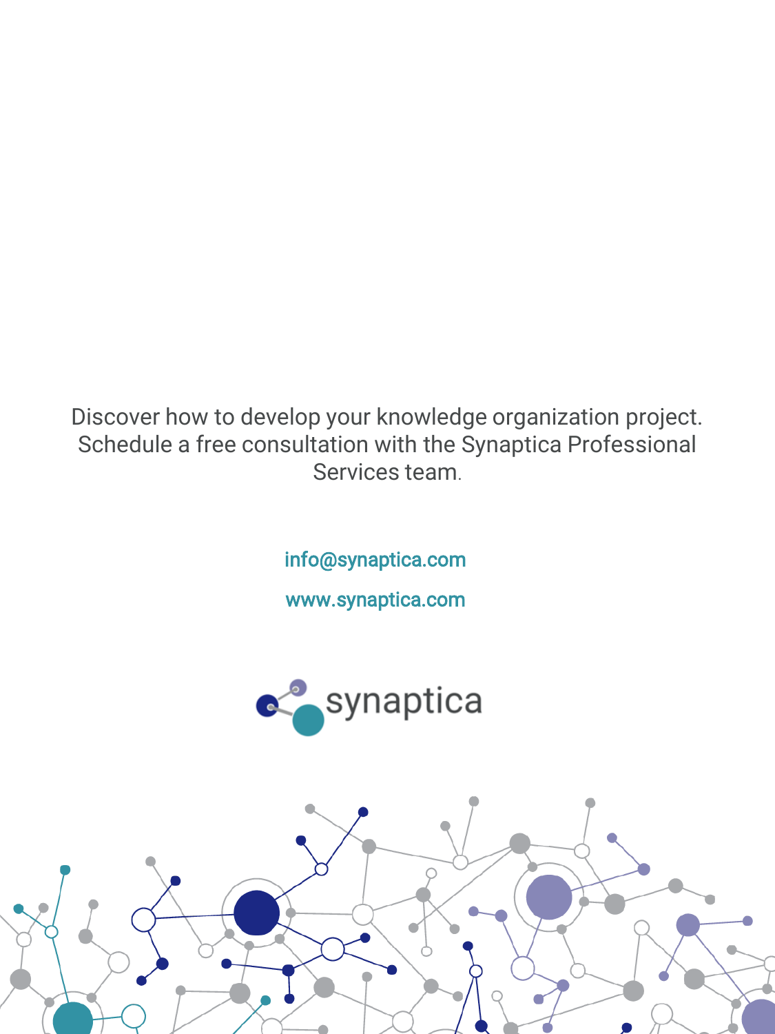Discover how to develop your knowledge organization project. Schedule a free consultation with the Synaptica Professional Services team.

info@synaptica.com

www.synaptica.com

synaptica